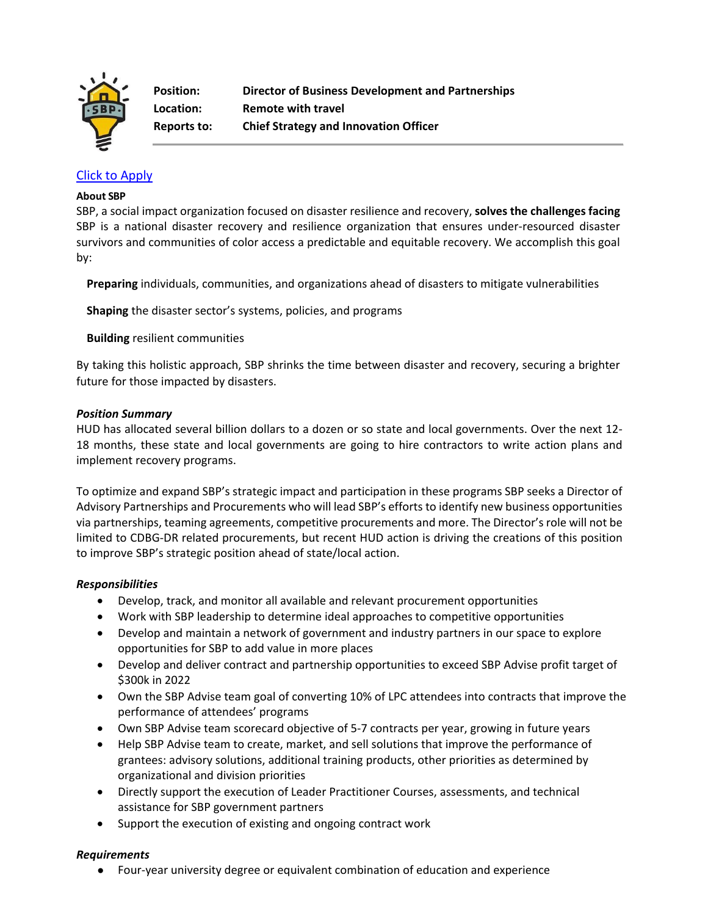**Position:** **Director of Business Development and Partnerships**
**Location:** **Remote with travel**
**Reports to:** **Chief Strategy and Innovation Officer**

[Click to Apply]

**About SBP**

SBP, a social impact organization focused on disaster resilience and recovery, **solves the challenges facing** SBP is a national disaster recovery and resilience organization that ensures under-resourced disaster survivors and communities of color access a predictable and equitable recovery. We accomplish this goal by:

**Preparing** individuals, communities, and organizations ahead of disasters to mitigate vulnerabilities

**Shaping** the disaster sector's systems, policies, and programs

**Building** resilient communities

By taking this holistic approach, SBP shrinks the time between disaster and recovery, securing a brighter future for those impacted by disasters.

***Position Summary***

HUD has allocated several billion dollars to a dozen or so state and local governments. Over the next 12-18 months, these state and local governments are going to hire contractors to write action plans and implement recovery programs.

To optimize and expand SBP's strategic impact and participation in these programs SBP seeks a Director of Advisory Partnerships and Procurements who will lead SBP's efforts to identify new business opportunities via partnerships, teaming agreements, competitive procurements and more. The Director's role will not be limited to CDBG-DR related procurements, but recent HUD action is driving the creations of this position to improve SBP's strategic position ahead of state/local action.

***Responsibilities***

- Develop, track, and monitor all available and relevant procurement opportunities
- Work with SBP leadership to determine ideal approaches to competitive opportunities
- Develop and maintain a network of government and industry partners in our space to explore opportunities for SBP to add value in more places
- Develop and deliver contract and partnership opportunities to exceed SBP Advise profit target of $300k in 2022
- Own the SBP Advise team goal of converting 10% of LPC attendees into contracts that improve the performance of attendees' programs
- Own SBP Advise team scorecard objective of 5-7 contracts per year, growing in future years
- Help SBP Advise team to create, market, and sell solutions that improve the performance of grantees: advisory solutions, additional training products, other priorities as determined by organizational and division priorities
- Directly support the execution of Leader Practitioner Courses, assessments, and technical assistance for SBP government partners
- Support the execution of existing and ongoing contract work

***Requirements***

- Four-year university degree or equivalent combination of education and experience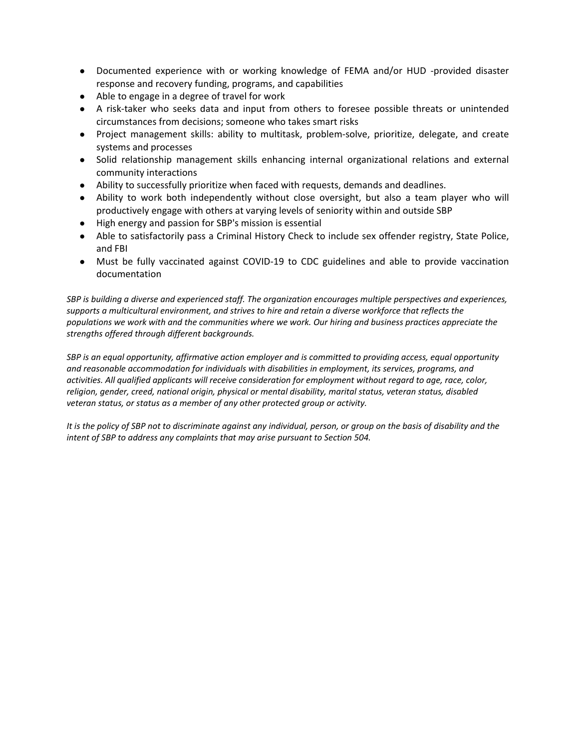- Documented experience with or working knowledge of FEMA and/or HUD -provided disaster response and recovery funding, programs, and capabilities
- Able to engage in a degree of travel for work
- A risk-taker who seeks data and input from others to foresee possible threats or unintended circumstances from decisions; someone who takes smart risks
- Project management skills: ability to multitask, problem-solve, prioritize, delegate, and create systems and processes
- Solid relationship management skills enhancing internal organizational relations and external community interactions
- Ability to successfully prioritize when faced with requests, demands and deadlines.
- Ability to work both independently without close oversight, but also a team player who will productively engage with others at varying levels of seniority within and outside SBP
- High energy and passion for SBP's mission is essential
- Able to satisfactorily pass a Criminal History Check to include sex offender registry, State Police, and FBI
- Must be fully vaccinated against COVID-19 to CDC guidelines and able to provide vaccination documentation

*SBP is building a diverse and experienced staff. The organization encourages multiple perspectives and experiences, supports a multicultural environment, and strives to hire and retain a diverse workforce that reflects the populations we work with and the communities where we work. Our hiring and business practices appreciate the strengths offered through different backgrounds.*

*SBP is an equal opportunity, affirmative action employer and is committed to providing access, equal opportunity and reasonable accommodation for individuals with disabilities in employment, its services, programs, and activities. All qualified applicants will receive consideration for employment without regard to age, race, color, religion, gender, creed, national origin, physical or mental disability, marital status, veteran status, disabled veteran status, or status as a member of any other protected group or activity.*

*It is the policy of SBP not to discriminate against any individual, person, or group on the basis of disability and the intent of SBP to address any complaints that may arise pursuant to Section 504.*